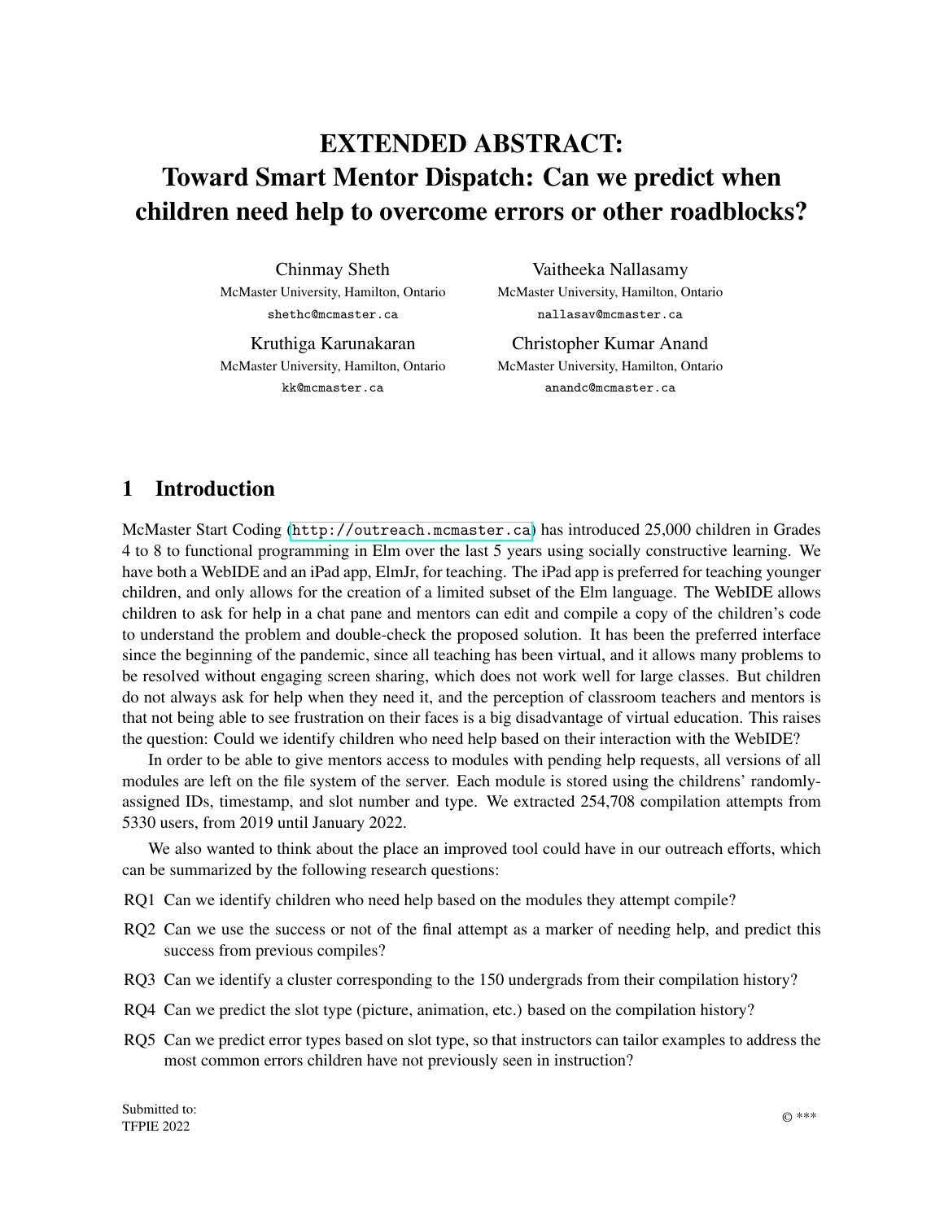# EXTENDED ABSTRACT:
# Toward Smart Mentor Dispatch: Can we predict when children need help to overcome errors or other roadblocks?

Chinmay Sheth
McMaster University, Hamilton, Ontario
shethc@mcmaster.ca

Vaitheeka Nallasamy
McMaster University, Hamilton, Ontario
nallasav@mcmaster.ca

Kruthiga Karunakaran
McMaster University, Hamilton, Ontario
kk@mcmaster.ca

Christopher Kumar Anand
McMaster University, Hamilton, Ontario
anandc@mcmaster.ca

## 1 Introduction

McMaster Start Coding (http://outreach.mcmaster.ca) has introduced 25,000 children in Grades 4 to 8 to functional programming in Elm over the last 5 years using socially constructive learning. We have both a WebIDE and an iPad app, ElmJr, for teaching. The iPad app is preferred for teaching younger children, and only allows for the creation of a limited subset of the Elm language. The WebIDE allows children to ask for help in a chat pane and mentors can edit and compile a copy of the children's code to understand the problem and double-check the proposed solution. It has been the preferred interface since the beginning of the pandemic, since all teaching has been virtual, and it allows many problems to be resolved without engaging screen sharing, which does not work well for large classes. But children do not always ask for help when they need it, and the perception of classroom teachers and mentors is that not being able to see frustration on their faces is a big disadvantage of virtual education. This raises the question: Could we identify children who need help based on their interaction with the WebIDE?

In order to be able to give mentors access to modules with pending help requests, all versions of all modules are left on the file system of the server. Each module is stored using the childrens' randomly-assigned IDs, timestamp, and slot number and type. We extracted 254,708 compilation attempts from 5330 users, from 2019 until January 2022.

We also wanted to think about the place an improved tool could have in our outreach efforts, which can be summarized by the following research questions:

- RQ1 Can we identify children who need help based on the modules they attempt compile?
- RQ2 Can we use the success or not of the final attempt as a marker of needing help, and predict this success from previous compiles?
- RQ3 Can we identify a cluster corresponding to the 150 undergrads from their compilation history?
- RQ4 Can we predict the slot type (picture, animation, etc.) based on the compilation history?
- RQ5 Can we predict error types based on slot type, so that instructors can tailor examples to address the most common errors children have not previously seen in instruction?

Submitted to:
TFPIE 2022

© ***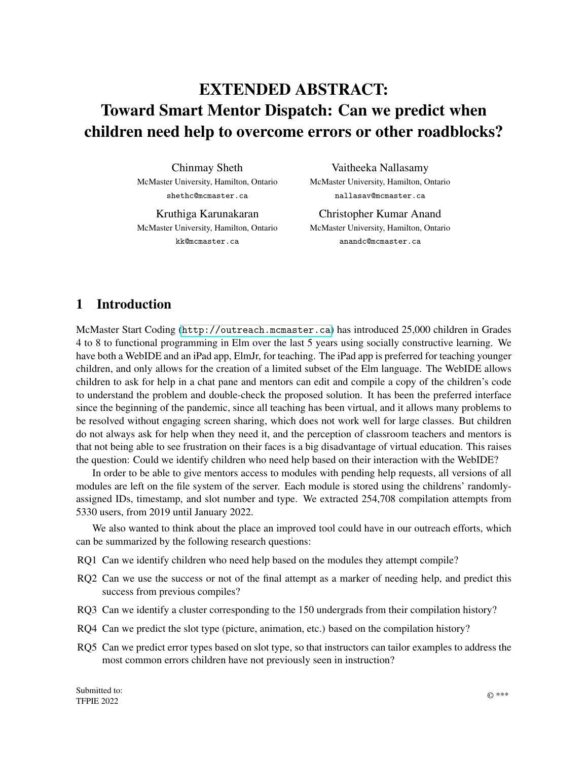# EXTENDED ABSTRACT: Toward Smart Mentor Dispatch: Can we predict when children need help to overcome errors or other roadblocks?

Chinmay Sheth
McMaster University, Hamilton, Ontario
shethc@mcmaster.ca

Vaitheeka Nallasamy
McMaster University, Hamilton, Ontario
nallasav@mcmaster.ca

Kruthiga Karunakaran
McMaster University, Hamilton, Ontario
kk@mcmaster.ca

Christopher Kumar Anand
McMaster University, Hamilton, Ontario
anandc@mcmaster.ca

## 1 Introduction

McMaster Start Coding (http://outreach.mcmaster.ca) has introduced 25,000 children in Grades 4 to 8 to functional programming in Elm over the last 5 years using socially constructive learning. We have both a WebIDE and an iPad app, ElmJr, for teaching. The iPad app is preferred for teaching younger children, and only allows for the creation of a limited subset of the Elm language. The WebIDE allows children to ask for help in a chat pane and mentors can edit and compile a copy of the children's code to understand the problem and double-check the proposed solution. It has been the preferred interface since the beginning of the pandemic, since all teaching has been virtual, and it allows many problems to be resolved without engaging screen sharing, which does not work well for large classes. But children do not always ask for help when they need it, and the perception of classroom teachers and mentors is that not being able to see frustration on their faces is a big disadvantage of virtual education. This raises the question: Could we identify children who need help based on their interaction with the WebIDE?

In order to be able to give mentors access to modules with pending help requests, all versions of all modules are left on the file system of the server. Each module is stored using the childrens' randomly-assigned IDs, timestamp, and slot number and type. We extracted 254,708 compilation attempts from 5330 users, from 2019 until January 2022.

We also wanted to think about the place an improved tool could have in our outreach efforts, which can be summarized by the following research questions:

- RQ1 Can we identify children who need help based on the modules they attempt compile?
- RQ2 Can we use the success or not of the final attempt as a marker of needing help, and predict this success from previous compiles?
- RQ3 Can we identify a cluster corresponding to the 150 undergrads from their compilation history?
- RQ4 Can we predict the slot type (picture, animation, etc.) based on the compilation history?
- RQ5 Can we predict error types based on slot type, so that instructors can tailor examples to address the most common errors children have not previously seen in instruction?

Submitted to:
TFPIE 2022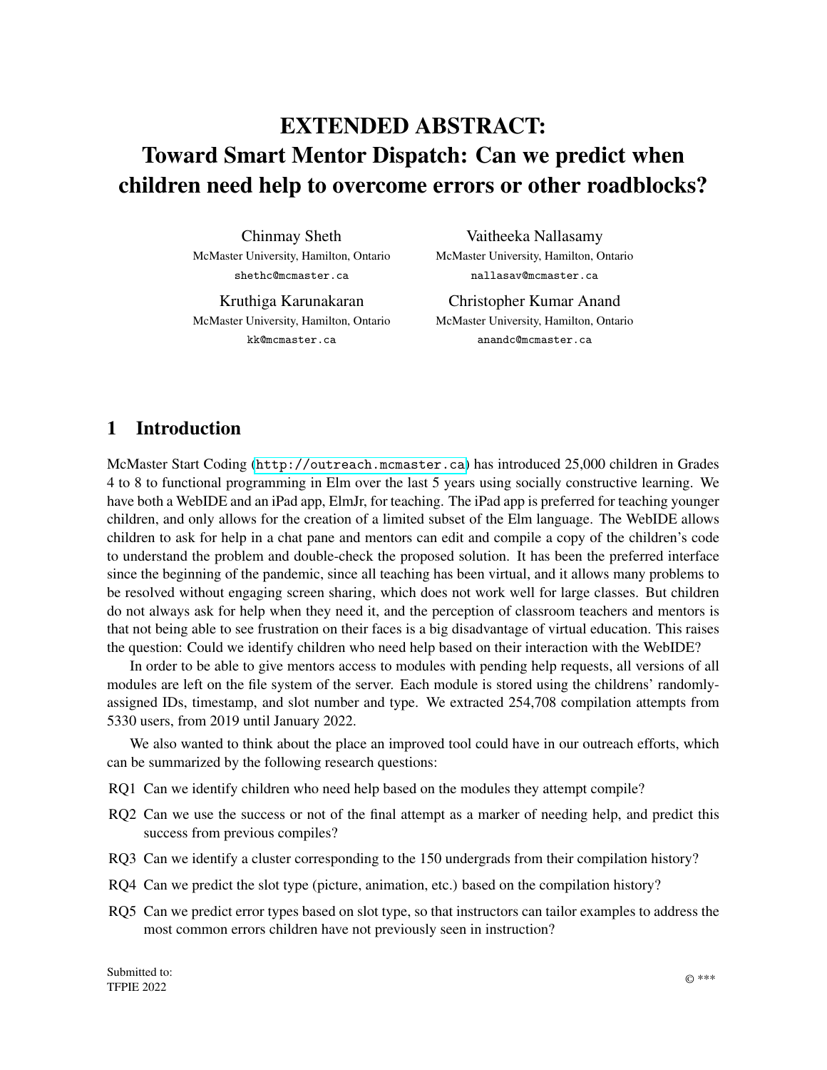# EXTENDED ABSTRACT: Toward Smart Mentor Dispatch: Can we predict when children need help to overcome errors or other roadblocks?

Chinmay Sheth
McMaster University, Hamilton, Ontario
shethc@mcmaster.ca

Vaitheeka Nallasamy
McMaster University, Hamilton, Ontario
nallasav@mcmaster.ca

Kruthiga Karunakaran
McMaster University, Hamilton, Ontario
kk@mcmaster.ca

Christopher Kumar Anand
McMaster University, Hamilton, Ontario
anandc@mcmaster.ca

## 1 Introduction

McMaster Start Coding (http://outreach.mcmaster.ca) has introduced 25,000 children in Grades 4 to 8 to functional programming in Elm over the last 5 years using socially constructive learning. We have both a WebIDE and an iPad app, ElmJr, for teaching. The iPad app is preferred for teaching younger children, and only allows for the creation of a limited subset of the Elm language. The WebIDE allows children to ask for help in a chat pane and mentors can edit and compile a copy of the children's code to understand the problem and double-check the proposed solution. It has been the preferred interface since the beginning of the pandemic, since all teaching has been virtual, and it allows many problems to be resolved without engaging screen sharing, which does not work well for large classes. But children do not always ask for help when they need it, and the perception of classroom teachers and mentors is that not being able to see frustration on their faces is a big disadvantage of virtual education. This raises the question: Could we identify children who need help based on their interaction with the WebIDE?

In order to be able to give mentors access to modules with pending help requests, all versions of all modules are left on the file system of the server. Each module is stored using the childrens' randomly-assigned IDs, timestamp, and slot number and type. We extracted 254,708 compilation attempts from 5330 users, from 2019 until January 2022.

We also wanted to think about the place an improved tool could have in our outreach efforts, which can be summarized by the following research questions:

RQ1 Can we identify children who need help based on the modules they attempt compile?

RQ2 Can we use the success or not of the final attempt as a marker of needing help, and predict this success from previous compiles?

RQ3 Can we identify a cluster corresponding to the 150 undergrads from their compilation history?

RQ4 Can we predict the slot type (picture, animation, etc.) based on the compilation history?

RQ5 Can we predict error types based on slot type, so that instructors can tailor examples to address the most common errors children have not previously seen in instruction?

Submitted to:
TFPIE 2022

© ***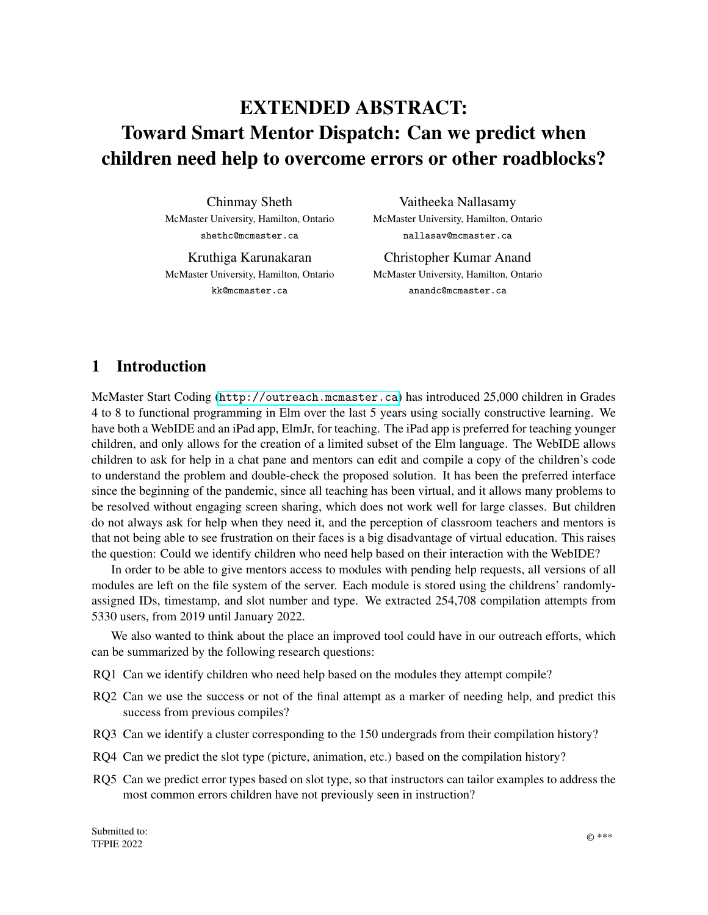# EXTENDED ABSTRACT: Toward Smart Mentor Dispatch: Can we predict when children need help to overcome errors or other roadblocks?

Chinmay Sheth
McMaster University, Hamilton, Ontario
shethc@mcmaster.ca

Vaitheeka Nallasamy
McMaster University, Hamilton, Ontario
nallasav@mcmaster.ca

Kruthiga Karunakaran
McMaster University, Hamilton, Ontario
kk@mcmaster.ca

Christopher Kumar Anand
McMaster University, Hamilton, Ontario
anandc@mcmaster.ca

## 1 Introduction

McMaster Start Coding (http://outreach.mcmaster.ca) has introduced 25,000 children in Grades 4 to 8 to functional programming in Elm over the last 5 years using socially constructive learning. We have both a WebIDE and an iPad app, ElmJr, for teaching. The iPad app is preferred for teaching younger children, and only allows for the creation of a limited subset of the Elm language. The WebIDE allows children to ask for help in a chat pane and mentors can edit and compile a copy of the children's code to understand the problem and double-check the proposed solution. It has been the preferred interface since the beginning of the pandemic, since all teaching has been virtual, and it allows many problems to be resolved without engaging screen sharing, which does not work well for large classes. But children do not always ask for help when they need it, and the perception of classroom teachers and mentors is that not being able to see frustration on their faces is a big disadvantage of virtual education. This raises the question: Could we identify children who need help based on their interaction with the WebIDE?

In order to be able to give mentors access to modules with pending help requests, all versions of all modules are left on the file system of the server. Each module is stored using the childrens' randomly-assigned IDs, timestamp, and slot number and type. We extracted 254,708 compilation attempts from 5330 users, from 2019 until January 2022.

We also wanted to think about the place an improved tool could have in our outreach efforts, which can be summarized by the following research questions:

RQ1 Can we identify children who need help based on the modules they attempt compile?

RQ2 Can we use the success or not of the final attempt as a marker of needing help, and predict this success from previous compiles?

RQ3 Can we identify a cluster corresponding to the 150 undergrads from their compilation history?

RQ4 Can we predict the slot type (picture, animation, etc.) based on the compilation history?

RQ5 Can we predict error types based on slot type, so that instructors can tailor examples to address the most common errors children have not previously seen in instruction?

Submitted to:
TFPIE 2022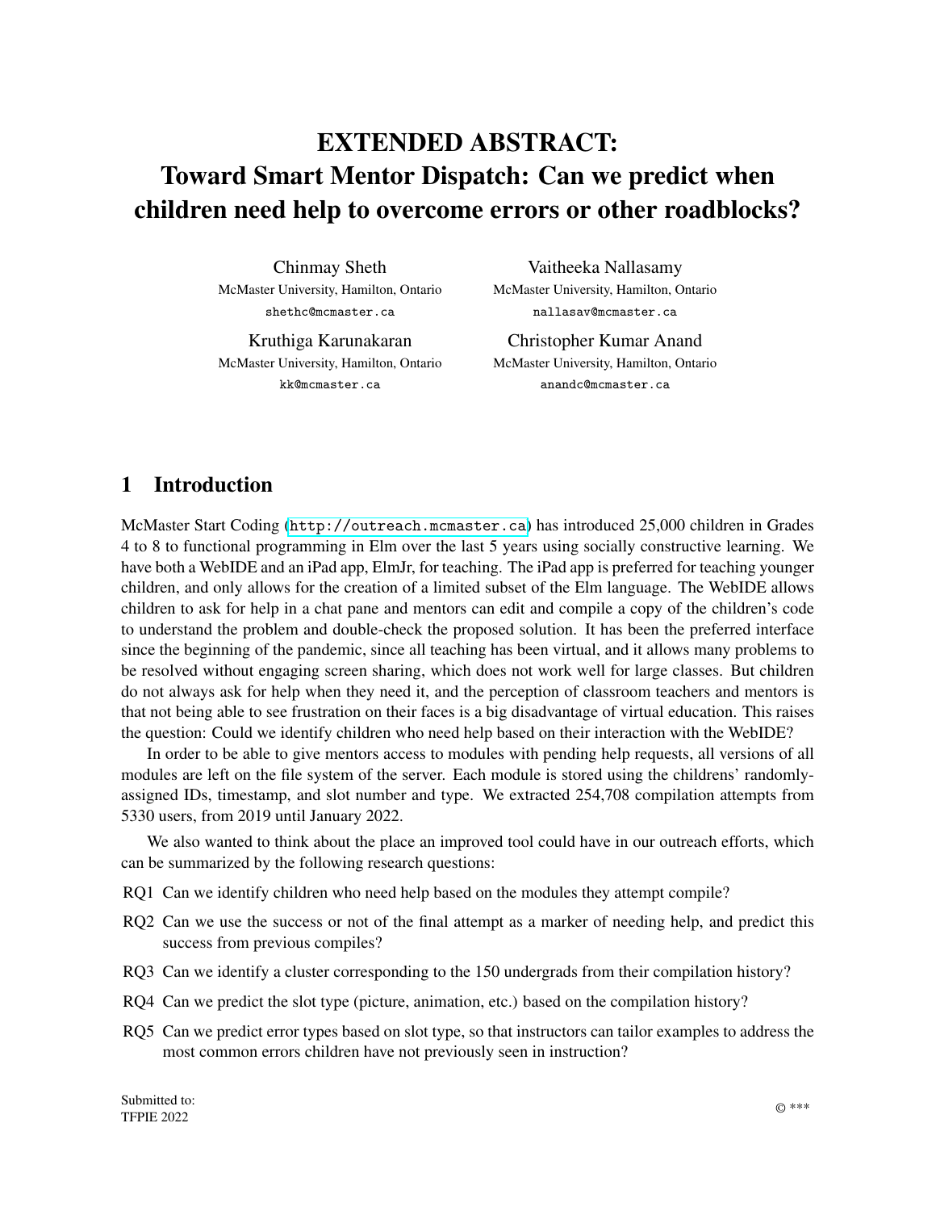# EXTENDED ABSTRACT:
# Toward Smart Mentor Dispatch: Can we predict when children need help to overcome errors or other roadblocks?

Chinmay Sheth
McMaster University, Hamilton, Ontario
shethc@mcmaster.ca

Vaitheeka Nallasamy
McMaster University, Hamilton, Ontario
nallasav@mcmaster.ca

Kruthiga Karunakaran
McMaster University, Hamilton, Ontario
kk@mcmaster.ca

Christopher Kumar Anand
McMaster University, Hamilton, Ontario
anandc@mcmaster.ca

## 1 Introduction

McMaster Start Coding (http://outreach.mcmaster.ca) has introduced 25,000 children in Grades 4 to 8 to functional programming in Elm over the last 5 years using socially constructive learning. We have both a WebIDE and an iPad app, ElmJr, for teaching. The iPad app is preferred for teaching younger children, and only allows for the creation of a limited subset of the Elm language. The WebIDE allows children to ask for help in a chat pane and mentors can edit and compile a copy of the children's code to understand the problem and double-check the proposed solution. It has been the preferred interface since the beginning of the pandemic, since all teaching has been virtual, and it allows many problems to be resolved without engaging screen sharing, which does not work well for large classes. But children do not always ask for help when they need it, and the perception of classroom teachers and mentors is that not being able to see frustration on their faces is a big disadvantage of virtual education. This raises the question: Could we identify children who need help based on their interaction with the WebIDE?

In order to be able to give mentors access to modules with pending help requests, all versions of all modules are left on the file system of the server. Each module is stored using the childrens' randomly-assigned IDs, timestamp, and slot number and type. We extracted 254,708 compilation attempts from 5330 users, from 2019 until January 2022.

We also wanted to think about the place an improved tool could have in our outreach efforts, which can be summarized by the following research questions:

RQ1 Can we identify children who need help based on the modules they attempt compile?

RQ2 Can we use the success or not of the final attempt as a marker of needing help, and predict this success from previous compiles?

RQ3 Can we identify a cluster corresponding to the 150 undergrads from their compilation history?

RQ4 Can we predict the slot type (picture, animation, etc.) based on the compilation history?

RQ5 Can we predict error types based on slot type, so that instructors can tailor examples to address the most common errors children have not previously seen in instruction?

Submitted to:
TFPIE 2022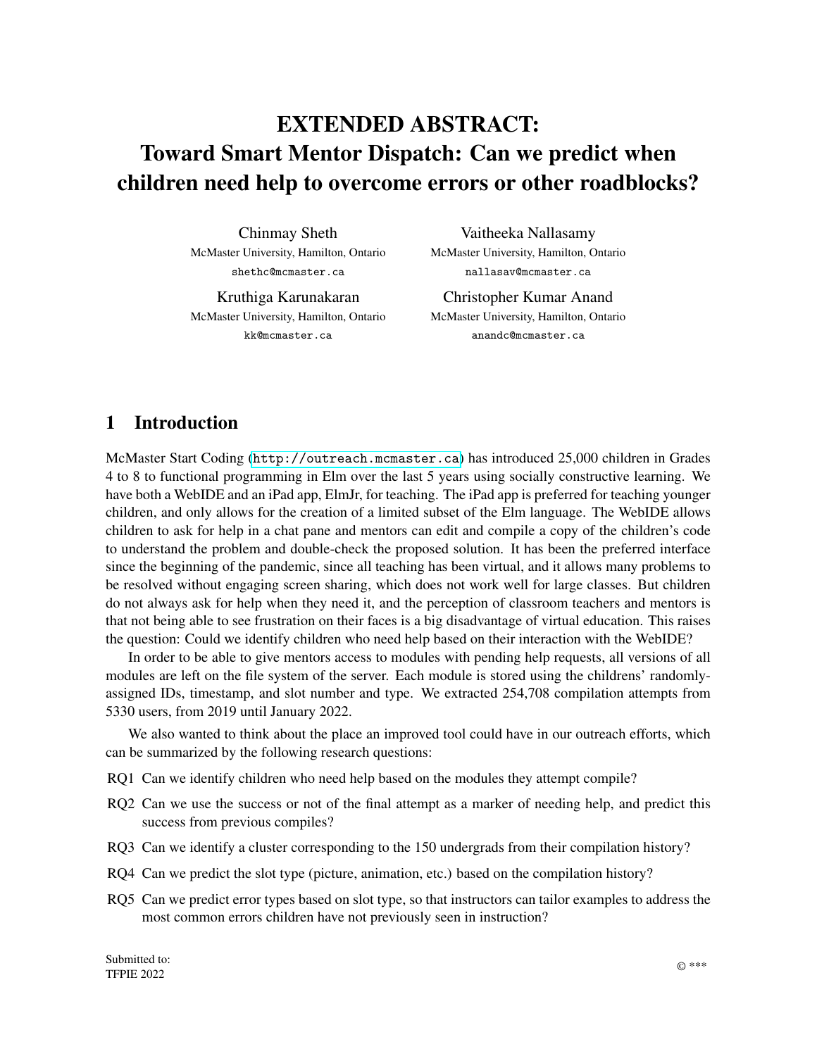# EXTENDED ABSTRACT:
# Toward Smart Mentor Dispatch: Can we predict when children need help to overcome errors or other roadblocks?

Chinmay Sheth
McMaster University, Hamilton, Ontario
shethc@mcmaster.ca

Vaitheeka Nallasamy
McMaster University, Hamilton, Ontario
nallasav@mcmaster.ca

Kruthiga Karunakaran
McMaster University, Hamilton, Ontario
kk@mcmaster.ca

Christopher Kumar Anand
McMaster University, Hamilton, Ontario
anandc@mcmaster.ca

## 1 Introduction

McMaster Start Coding (http://outreach.mcmaster.ca) has introduced 25,000 children in Grades 4 to 8 to functional programming in Elm over the last 5 years using socially constructive learning. We have both a WebIDE and an iPad app, ElmJr, for teaching. The iPad app is preferred for teaching younger children, and only allows for the creation of a limited subset of the Elm language. The WebIDE allows children to ask for help in a chat pane and mentors can edit and compile a copy of the children's code to understand the problem and double-check the proposed solution. It has been the preferred interface since the beginning of the pandemic, since all teaching has been virtual, and it allows many problems to be resolved without engaging screen sharing, which does not work well for large classes. But children do not always ask for help when they need it, and the perception of classroom teachers and mentors is that not being able to see frustration on their faces is a big disadvantage of virtual education. This raises the question: Could we identify children who need help based on their interaction with the WebIDE?

In order to be able to give mentors access to modules with pending help requests, all versions of all modules are left on the file system of the server. Each module is stored using the childrens' randomly-assigned IDs, timestamp, and slot number and type. We extracted 254,708 compilation attempts from 5330 users, from 2019 until January 2022.

We also wanted to think about the place an improved tool could have in our outreach efforts, which can be summarized by the following research questions:

RQ1 Can we identify children who need help based on the modules they attempt compile?

RQ2 Can we use the success or not of the final attempt as a marker of needing help, and predict this success from previous compiles?

RQ3 Can we identify a cluster corresponding to the 150 undergrads from their compilation history?

RQ4 Can we predict the slot type (picture, animation, etc.) based on the compilation history?

RQ5 Can we predict error types based on slot type, so that instructors can tailor examples to address the most common errors children have not previously seen in instruction?

Submitted to:
TFPIE 2022

© ***